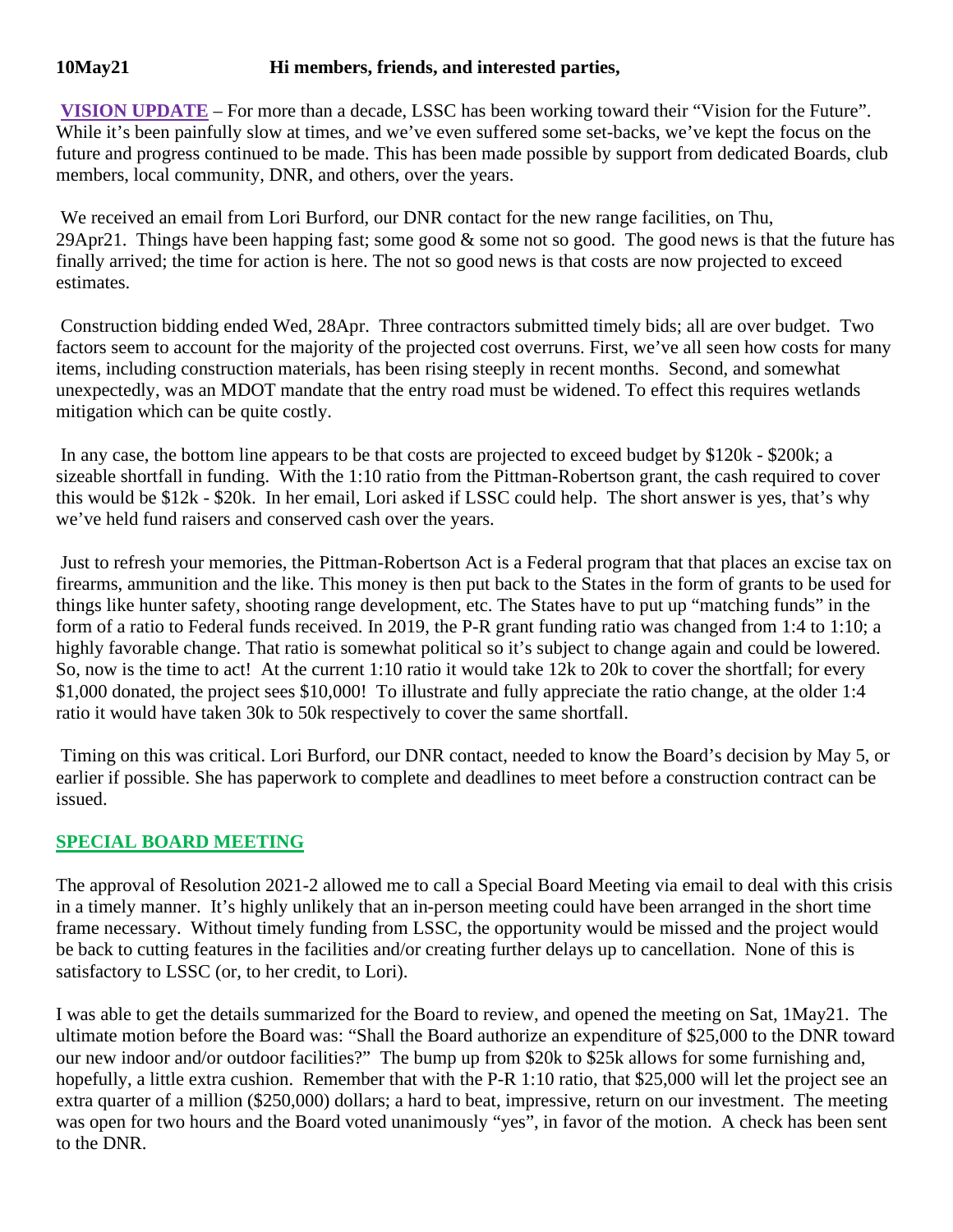**10May21** **Hi members, friends, and interested parties,**

**VISION UPDATE** – For more than a decade, LSSC has been working toward their "Vision for the Future". While it's been painfully slow at times, and we've even suffered some set-backs, we've kept the focus on the future and progress continued to be made. This has been made possible by support from dedicated Boards, club members, local community, DNR, and others, over the years.

We received an email from Lori Burford, our DNR contact for the new range facilities, on Thu, 29Apr21. Things have been happing fast; some good & some not so good. The good news is that the future has finally arrived; the time for action is here. The not so good news is that costs are now projected to exceed estimates.

Construction bidding ended Wed, 28Apr. Three contractors submitted timely bids; all are over budget. Two factors seem to account for the majority of the projected cost overruns. First, we've all seen how costs for many items, including construction materials, has been rising steeply in recent months. Second, and somewhat unexpectedly, was an MDOT mandate that the entry road must be widened. To effect this requires wetlands mitigation which can be quite costly.

In any case, the bottom line appears to be that costs are projected to exceed budget by $120k - $200k; a sizeable shortfall in funding. With the 1:10 ratio from the Pittman-Robertson grant, the cash required to cover this would be $12k - $20k. In her email, Lori asked if LSSC could help. The short answer is yes, that's why we've held fund raisers and conserved cash over the years.

Just to refresh your memories, the Pittman-Robertson Act is a Federal program that that places an excise tax on firearms, ammunition and the like. This money is then put back to the States in the form of grants to be used for things like hunter safety, shooting range development, etc. The States have to put up "matching funds" in the form of a ratio to Federal funds received. In 2019, the P-R grant funding ratio was changed from 1:4 to 1:10; a highly favorable change. That ratio is somewhat political so it's subject to change again and could be lowered. So, now is the time to act! At the current 1:10 ratio it would take 12k to 20k to cover the shortfall; for every $1,000 donated, the project sees $10,000! To illustrate and fully appreciate the ratio change, at the older 1:4 ratio it would have taken 30k to 50k respectively to cover the same shortfall.

Timing on this was critical. Lori Burford, our DNR contact, needed to know the Board's decision by May 5, or earlier if possible. She has paperwork to complete and deadlines to meet before a construction contract can be issued.

## SPECIAL BOARD MEETING

The approval of Resolution 2021-2 allowed me to call a Special Board Meeting via email to deal with this crisis in a timely manner. It's highly unlikely that an in-person meeting could have been arranged in the short time frame necessary. Without timely funding from LSSC, the opportunity would be missed and the project would be back to cutting features in the facilities and/or creating further delays up to cancellation. None of this is satisfactory to LSSC (or, to her credit, to Lori).

I was able to get the details summarized for the Board to review, and opened the meeting on Sat, 1May21. The ultimate motion before the Board was: "Shall the Board authorize an expenditure of $25,000 to the DNR toward our new indoor and/or outdoor facilities?" The bump up from $20k to $25k allows for some furnishing and, hopefully, a little extra cushion. Remember that with the P-R 1:10 ratio, that $25,000 will let the project see an extra quarter of a million ($250,000) dollars; a hard to beat, impressive, return on our investment. The meeting was open for two hours and the Board voted unanimously "yes", in favor of the motion. A check has been sent to the DNR.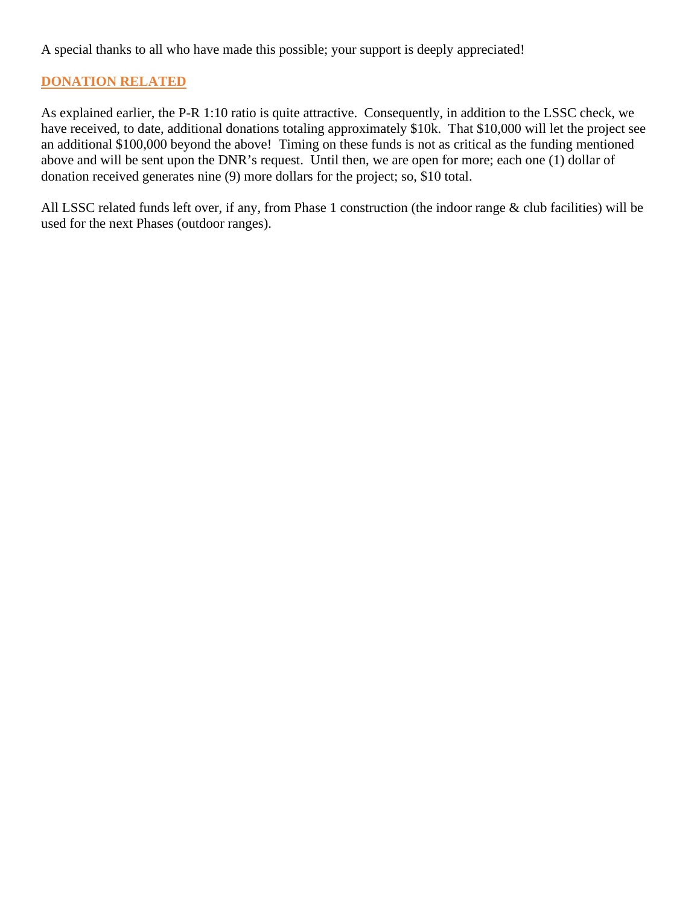A special thanks to all who have made this possible; your support is deeply appreciated!

## DONATION RELATED

As explained earlier, the P-R 1:10 ratio is quite attractive. Consequently, in addition to the LSSC check, we have received, to date, additional donations totaling approximately $10k. That $10,000 will let the project see an additional $100,000 beyond the above! Timing on these funds is not as critical as the funding mentioned above and will be sent upon the DNR's request. Until then, we are open for more; each one (1) dollar of donation received generates nine (9) more dollars for the project; so, $10 total.

All LSSC related funds left over, if any, from Phase 1 construction (the indoor range & club facilities) will be used for the next Phases (outdoor ranges).